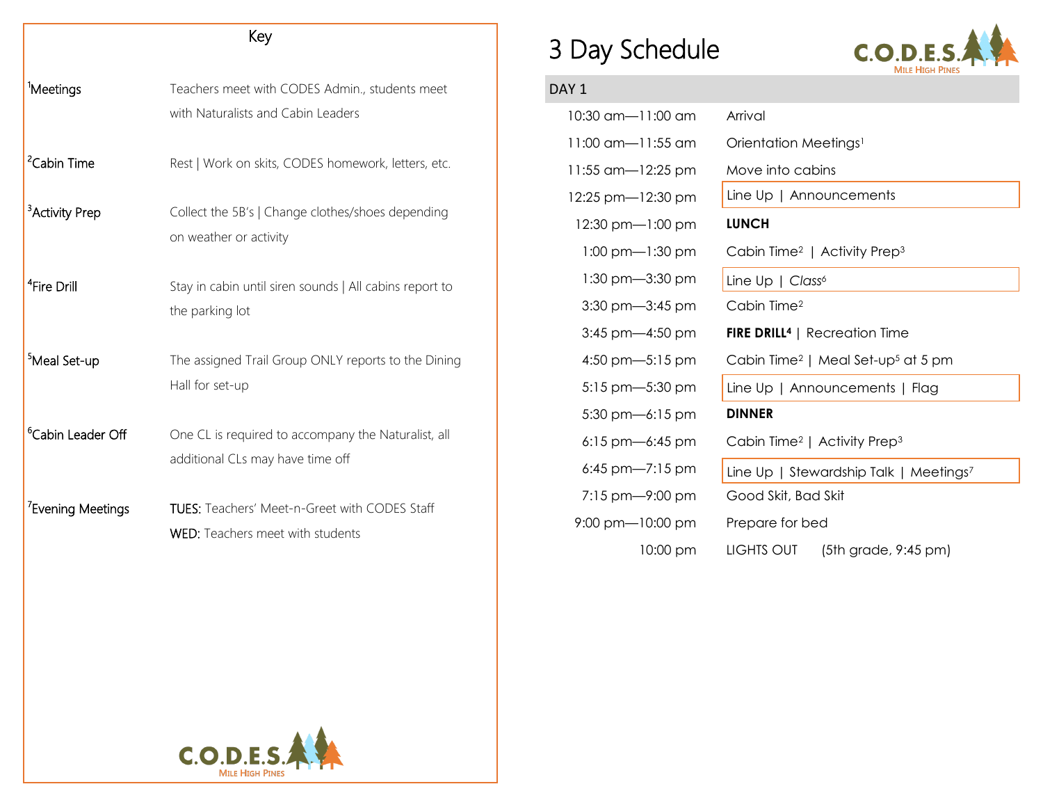## Key

| | |
|---|---|
| [1]Meetings | Teachers meet with CODES Admin., students meet with Naturalists and Cabin Leaders |
| [2]Cabin Time | Rest \| Work on skits, CODES homework, letters, etc. |
| [3]Activity Prep | Collect the 5B's \| Change clothes/shoes depending on weather or activity |
| [4]Fire Drill | Stay in cabin until siren sounds \| All cabins report to the parking lot |
| [5]Meal Set-up | The assigned Trail Group ONLY reports to the Dining Hall for set-up |
| [6]Cabin Leader Off | One CL is required to accompany the Naturalist, all additional CLs may have time off |
| [7]Evening Meetings | TUES: Teachers' Meet-n-Greet with CODES Staff<br>WED: Teachers meet with students |

C.O.D.E.S. Mile High Pines

# 3 Day Schedule

C.O.D.E.S. Mile High Pines

## DAY 1

| Time | Activity |
|---|---|
| 10:30 am—11:00 am | Arrival |
| 11:00 am—11:55 am | Orientation Meetings[1] |
| 11:55 am—12:25 pm | Move into cabins |
| 12:25 pm—12:30 pm | Line Up \| Announcements |
| 12:30 pm—1:00 pm | **LUNCH** |
| 1:00 pm—1:30 pm | Cabin Time[2] \| Activity Prep[3] |
| 1:30 pm—3:30 pm | Line Up \| *Class*[6] |
| 3:30 pm—3:45 pm | Cabin Time[2] |
| 3:45 pm—4:50 pm | **FIRE DRILL[4]** \| Recreation Time |
| 4:50 pm—5:15 pm | Cabin Time[2] \| Meal Set-up[5] at 5 pm |
| 5:15 pm—5:30 pm | Line Up \| Announcements \| Flag |
| 5:30 pm—6:15 pm | **DINNER** |
| 6:15 pm—6:45 pm | Cabin Time[2] \| Activity Prep[3] |
| 6:45 pm—7:15 pm | Line Up \| Stewardship Talk \| Meetings[7] |
| 7:15 pm—9:00 pm | Good Skit, Bad Skit |
| 9:00 pm—10:00 pm | Prepare for bed |
| 10:00 pm | LIGHTS OUT (5th grade, 9:45 pm) |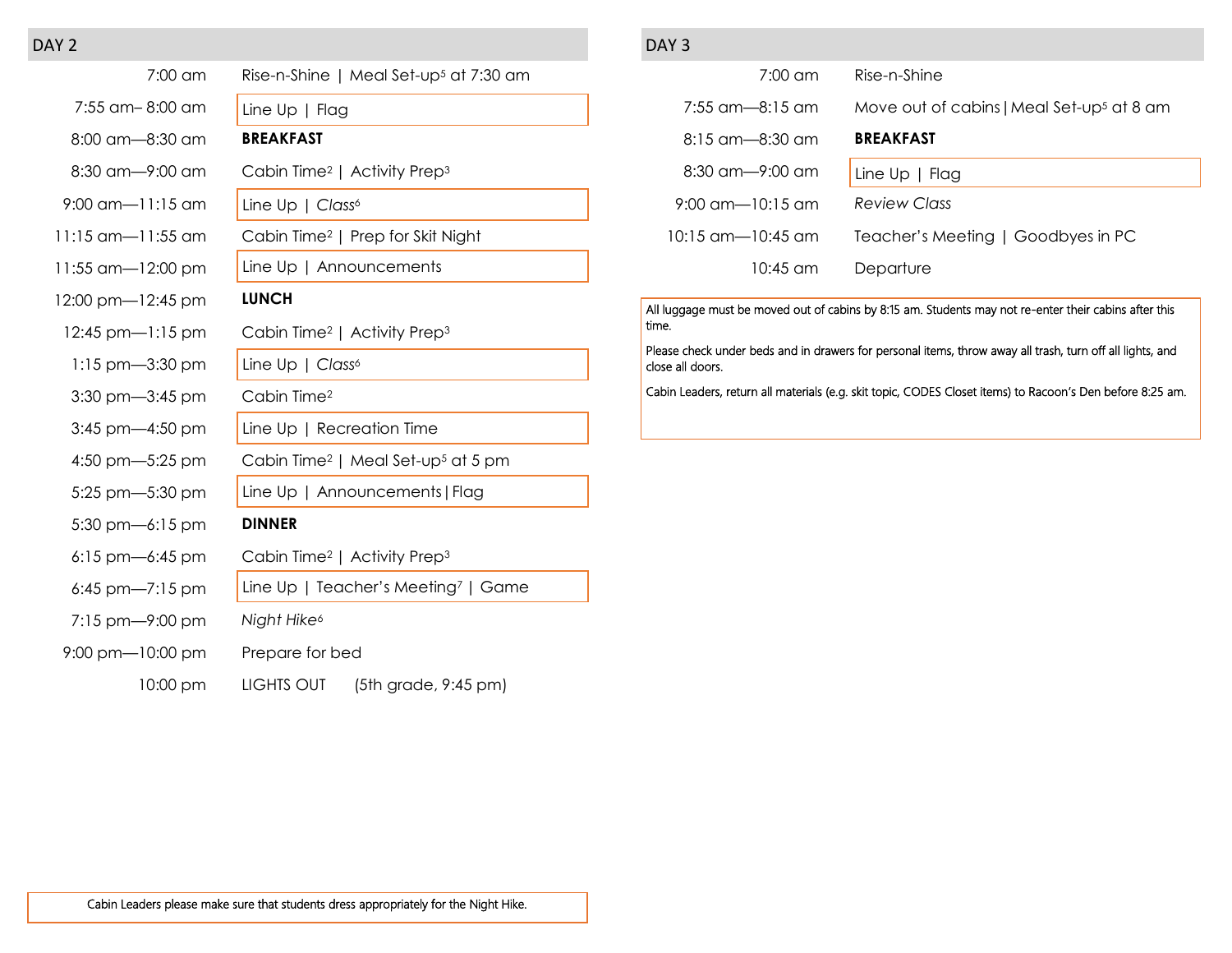## DAY 2

| | |
|---|---|
| 7:00 am | Rise-n-Shine \| Meal Set-up[5] at 7:30 am |
| 7:55 am– 8:00 am | Line Up \| Flag |
| 8:00 am—8:30 am | **BREAKFAST** |
| 8:30 am—9:00 am | Cabin Time[2] \| Activity Prep[3] |
| 9:00 am—11:15 am | Line Up \| *Class*[6] |
| 11:15 am—11:55 am | Cabin Time[2] \| Prep for Skit Night |
| 11:55 am—12:00 pm | Line Up \| Announcements |
| 12:00 pm—12:45 pm | **LUNCH** |
| 12:45 pm—1:15 pm | Cabin Time[2] \| Activity Prep[3] |
| 1:15 pm—3:30 pm | Line Up \| *Class*[6] |
| 3:30 pm—3:45 pm | Cabin Time[2] |
| 3:45 pm—4:50 pm | Line Up \| Recreation Time |
| 4:50 pm—5:25 pm | Cabin Time[2] \| Meal Set-up[5] at 5 pm |
| 5:25 pm—5:30 pm | Line Up \| Announcements \| Flag |
| 5:30 pm—6:15 pm | **DINNER** |
| 6:15 pm—6:45 pm | Cabin Time[2] \| Activity Prep[3] |
| 6:45 pm—7:15 pm | Line Up \| Teacher's Meeting[7] \| Game |
| 7:15 pm—9:00 pm | *Night Hike*[6] |
| 9:00 pm—10:00 pm | Prepare for bed |
| 10:00 pm | LIGHTS OUT (5th grade, 9:45 pm) |

Cabin Leaders please make sure that students dress appropriately for the Night Hike.

## DAY 3

| | |
|---|---|
| 7:00 am | Rise-n-Shine |
| 7:55 am—8:15 am | Move out of cabins \| Meal Set-up[5] at 8 am |
| 8:15 am—8:30 am | **BREAKFAST** |
| 8:30 am—9:00 am | Line Up \| Flag |
| 9:00 am—10:15 am | *Review Class* |
| 10:15 am—10:45 am | Teacher's Meeting \| Goodbyes in PC |
| 10:45 am | Departure |

All luggage must be moved out of cabins by 8:15 am. Students may not re-enter their cabins after this time.

Please check under beds and in drawers for personal items, throw away all trash, turn off all lights, and close all doors.

Cabin Leaders, return all materials (e.g. skit topic, CODES Closet items) to Racoon's Den before 8:25 am.